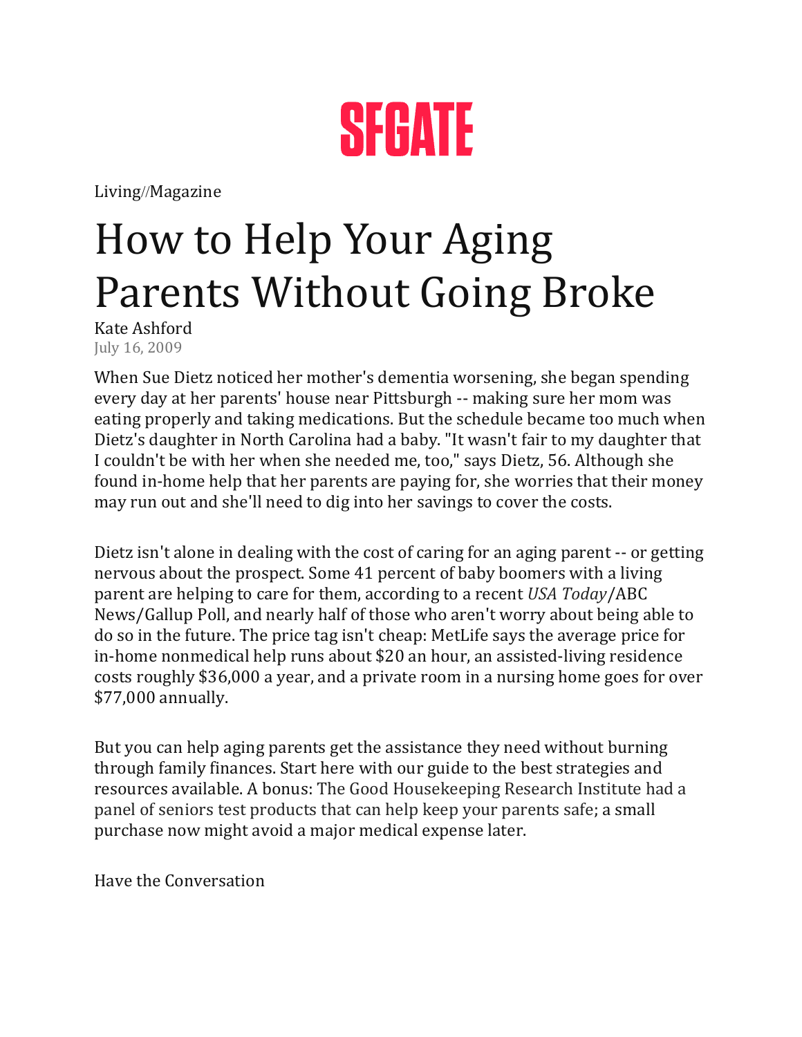SFGATE

Living//Magazine

# How to Help Your Aging Parents Without Going Broke

Kate Ashford
July 16, 2009

When Sue Dietz noticed her mother's dementia worsening, she began spending every day at her parents' house near Pittsburgh -- making sure her mom was eating properly and taking medications. But the schedule became too much when Dietz's daughter in North Carolina had a baby. "It wasn't fair to my daughter that I couldn't be with her when she needed me, too," says Dietz, 56. Although she found in-home help that her parents are paying for, she worries that their money may run out and she'll need to dig into her savings to cover the costs.

Dietz isn't alone in dealing with the cost of caring for an aging parent -- or getting nervous about the prospect. Some 41 percent of baby boomers with a living parent are helping to care for them, according to a recent *USA Today*/ABC News/Gallup Poll, and nearly half of those who aren't worry about being able to do so in the future. The price tag isn't cheap: MetLife says the average price for in-home nonmedical help runs about $20 an hour, an assisted-living residence costs roughly $36,000 a year, and a private room in a nursing home goes for over $77,000 annually.

But you can help aging parents get the assistance they need without burning through family finances. Start here with our guide to the best strategies and resources available. A bonus: The Good Housekeeping Research Institute had a panel of seniors test products that can help keep your parents safe; a small purchase now might avoid a major medical expense later.

## Have the Conversation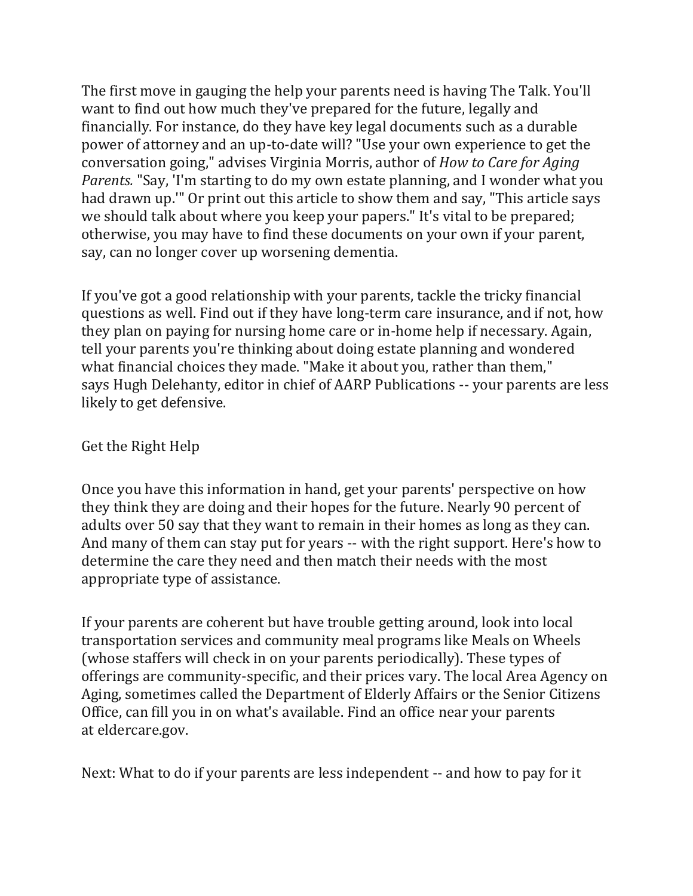The first move in gauging the help your parents need is having The Talk. You'll want to find out how much they've prepared for the future, legally and financially. For instance, do they have key legal documents such as a durable power of attorney and an up-to-date will? "Use your own experience to get the conversation going," advises Virginia Morris, author of *How to Care for Aging Parents.* "Say, 'I'm starting to do my own estate planning, and I wonder what you had drawn up.'" Or print out this article to show them and say, "This article says we should talk about where you keep your papers." It's vital to be prepared; otherwise, you may have to find these documents on your own if your parent, say, can no longer cover up worsening dementia.

If you've got a good relationship with your parents, tackle the tricky financial questions as well. Find out if they have long-term care insurance, and if not, how they plan on paying for nursing home care or in-home help if necessary. Again, tell your parents you're thinking about doing estate planning and wondered what financial choices they made. "Make it about you, rather than them," says Hugh Delehanty, editor in chief of AARP Publications -- your parents are less likely to get defensive.

## Get the Right Help

Once you have this information in hand, get your parents' perspective on how they think they are doing and their hopes for the future. Nearly 90 percent of adults over 50 say that they want to remain in their homes as long as they can. And many of them can stay put for years -- with the right support. Here's how to determine the care they need and then match their needs with the most appropriate type of assistance.

If your parents are coherent but have trouble getting around, look into local transportation services and community meal programs like Meals on Wheels (whose staffers will check in on your parents periodically). These types of offerings are community-specific, and their prices vary. The local Area Agency on Aging, sometimes called the Department of Elderly Affairs or the Senior Citizens Office, can fill you in on what's available. Find an office near your parents at eldercare.gov.

Next: What to do if your parents are less independent -- and how to pay for it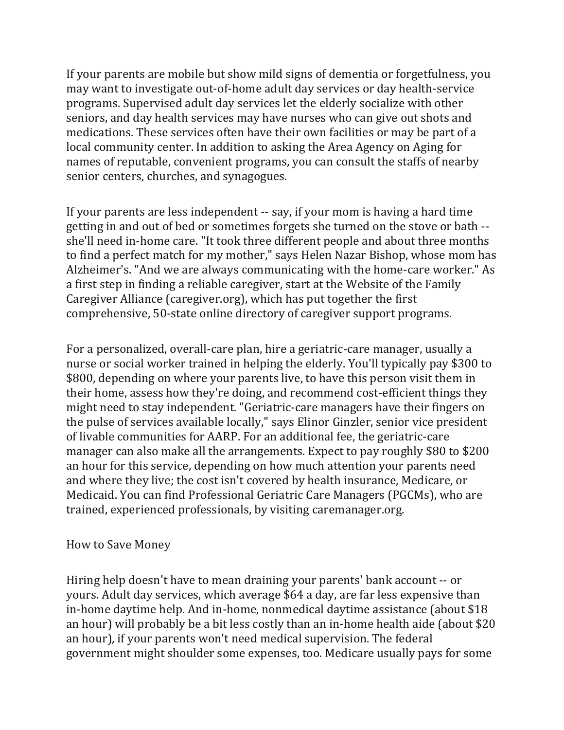If your parents are mobile but show mild signs of dementia or forgetfulness, you may want to investigate out-of-home adult day services or day health-service programs. Supervised adult day services let the elderly socialize with other seniors, and day health services may have nurses who can give out shots and medications. These services often have their own facilities or may be part of a local community center. In addition to asking the Area Agency on Aging for names of reputable, convenient programs, you can consult the staffs of nearby senior centers, churches, and synagogues.

If your parents are less independent -- say, if your mom is having a hard time getting in and out of bed or sometimes forgets she turned on the stove or bath -- she'll need in-home care. "It took three different people and about three months to find a perfect match for my mother," says Helen Nazar Bishop, whose mom has Alzheimer's. "And we are always communicating with the home-care worker." As a first step in finding a reliable caregiver, start at the Website of the Family Caregiver Alliance (caregiver.org), which has put together the first comprehensive, 50-state online directory of caregiver support programs.

For a personalized, overall-care plan, hire a geriatric-care manager, usually a nurse or social worker trained in helping the elderly. You'll typically pay $300 to $800, depending on where your parents live, to have this person visit them in their home, assess how they're doing, and recommend cost-efficient things they might need to stay independent. "Geriatric-care managers have their fingers on the pulse of services available locally," says Elinor Ginzler, senior vice president of livable communities for AARP. For an additional fee, the geriatric-care manager can also make all the arrangements. Expect to pay roughly $80 to $200 an hour for this service, depending on how much attention your parents need and where they live; the cost isn't covered by health insurance, Medicare, or Medicaid. You can find Professional Geriatric Care Managers (PGCMs), who are trained, experienced professionals, by visiting caremanager.org.

## How to Save Money

Hiring help doesn't have to mean draining your parents' bank account -- or yours. Adult day services, which average $64 a day, are far less expensive than in-home daytime help. And in-home, nonmedical daytime assistance (about $18 an hour) will probably be a bit less costly than an in-home health aide (about $20 an hour), if your parents won't need medical supervision. The federal government might shoulder some expenses, too. Medicare usually pays for some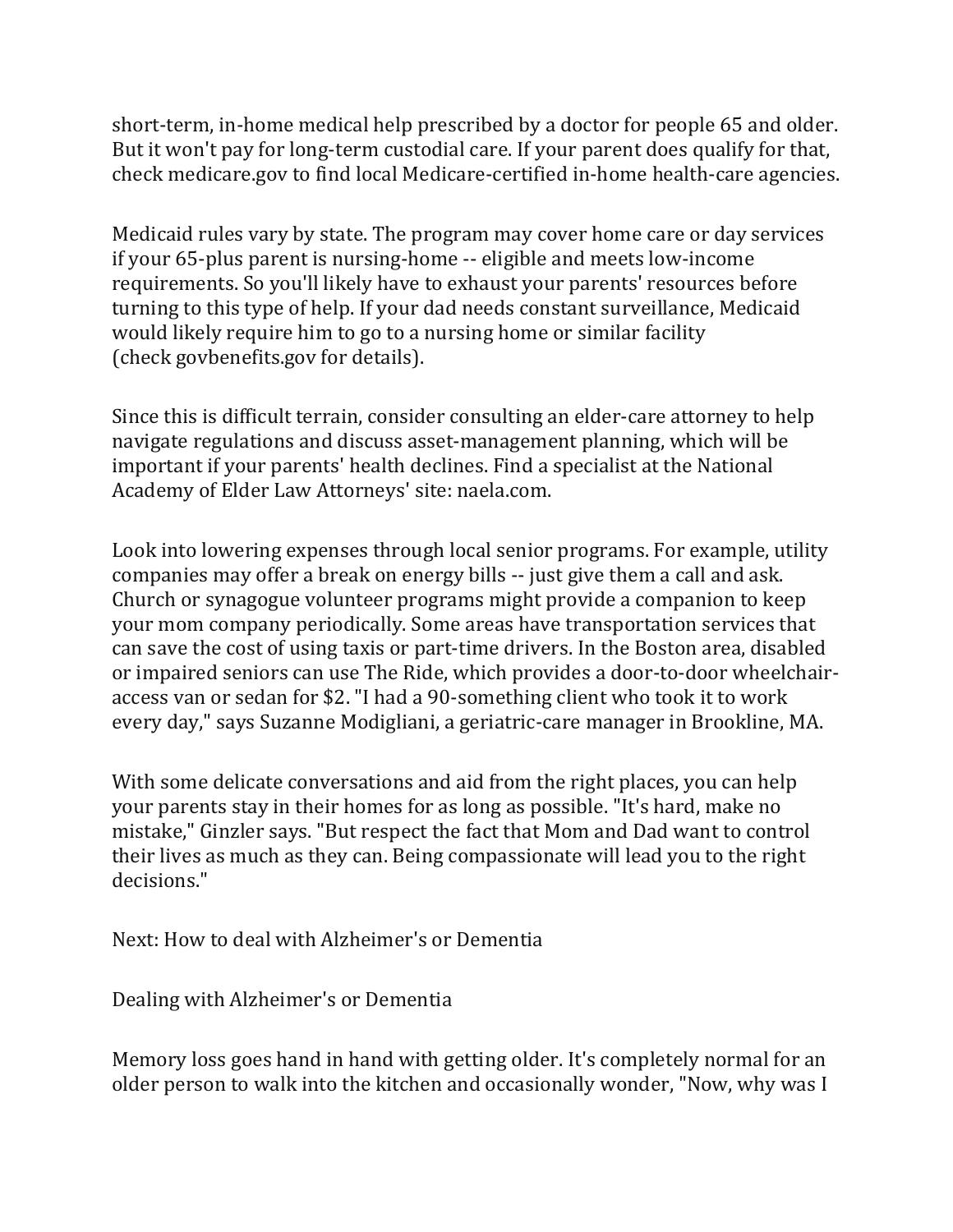short-term, in-home medical help prescribed by a doctor for people 65 and older. But it won't pay for long-term custodial care. If your parent does qualify for that, check medicare.gov to find local Medicare-certified in-home health-care agencies.

Medicaid rules vary by state. The program may cover home care or day services if your 65-plus parent is nursing-home -- eligible and meets low-income requirements. So you'll likely have to exhaust your parents' resources before turning to this type of help. If your dad needs constant surveillance, Medicaid would likely require him to go to a nursing home or similar facility (check govbenefits.gov for details).

Since this is difficult terrain, consider consulting an elder-care attorney to help navigate regulations and discuss asset-management planning, which will be important if your parents' health declines. Find a specialist at the National Academy of Elder Law Attorneys' site: naela.com.

Look into lowering expenses through local senior programs. For example, utility companies may offer a break on energy bills -- just give them a call and ask. Church or synagogue volunteer programs might provide a companion to keep your mom company periodically. Some areas have transportation services that can save the cost of using taxis or part-time drivers. In the Boston area, disabled or impaired seniors can use The Ride, which provides a door-to-door wheelchair-access van or sedan for $2. "I had a 90-something client who took it to work every day," says Suzanne Modigliani, a geriatric-care manager in Brookline, MA.

With some delicate conversations and aid from the right places, you can help your parents stay in their homes for as long as possible. "It's hard, make no mistake," Ginzler says. "But respect the fact that Mom and Dad want to control their lives as much as they can. Being compassionate will lead you to the right decisions."

Next: How to deal with Alzheimer's or Dementia

## Dealing with Alzheimer's or Dementia

Memory loss goes hand in hand with getting older. It's completely normal for an older person to walk into the kitchen and occasionally wonder, "Now, why was I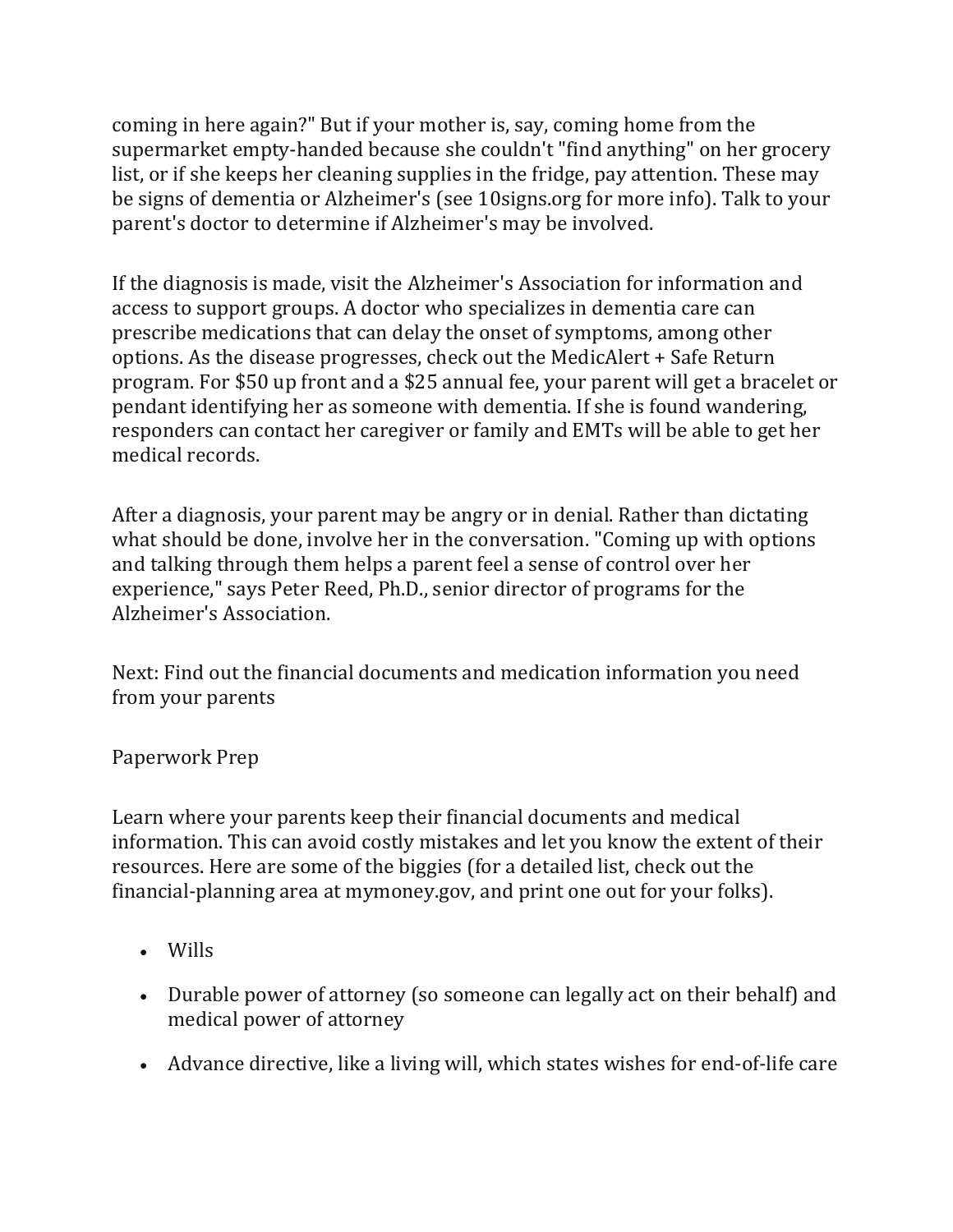coming in here again?" But if your mother is, say, coming home from the supermarket empty-handed because she couldn't "find anything" on her grocery list, or if she keeps her cleaning supplies in the fridge, pay attention. These may be signs of dementia or Alzheimer's (see 10signs.org for more info). Talk to your parent's doctor to determine if Alzheimer's may be involved.

If the diagnosis is made, visit the Alzheimer's Association for information and access to support groups. A doctor who specializes in dementia care can prescribe medications that can delay the onset of symptoms, among other options. As the disease progresses, check out the MedicAlert + Safe Return program. For $50 up front and a $25 annual fee, your parent will get a bracelet or pendant identifying her as someone with dementia. If she is found wandering, responders can contact her caregiver or family and EMTs will be able to get her medical records.

After a diagnosis, your parent may be angry or in denial. Rather than dictating what should be done, involve her in the conversation. "Coming up with options and talking through them helps a parent feel a sense of control over her experience," says Peter Reed, Ph.D., senior director of programs for the Alzheimer's Association.

Next: Find out the financial documents and medication information you need from your parents

Paperwork Prep

Learn where your parents keep their financial documents and medical information. This can avoid costly mistakes and let you know the extent of their resources. Here are some of the biggies (for a detailed list, check out the financial-planning area at mymoney.gov, and print one out for your folks).

- Wills
- Durable power of attorney (so someone can legally act on their behalf) and medical power of attorney
- Advance directive, like a living will, which states wishes for end-of-life care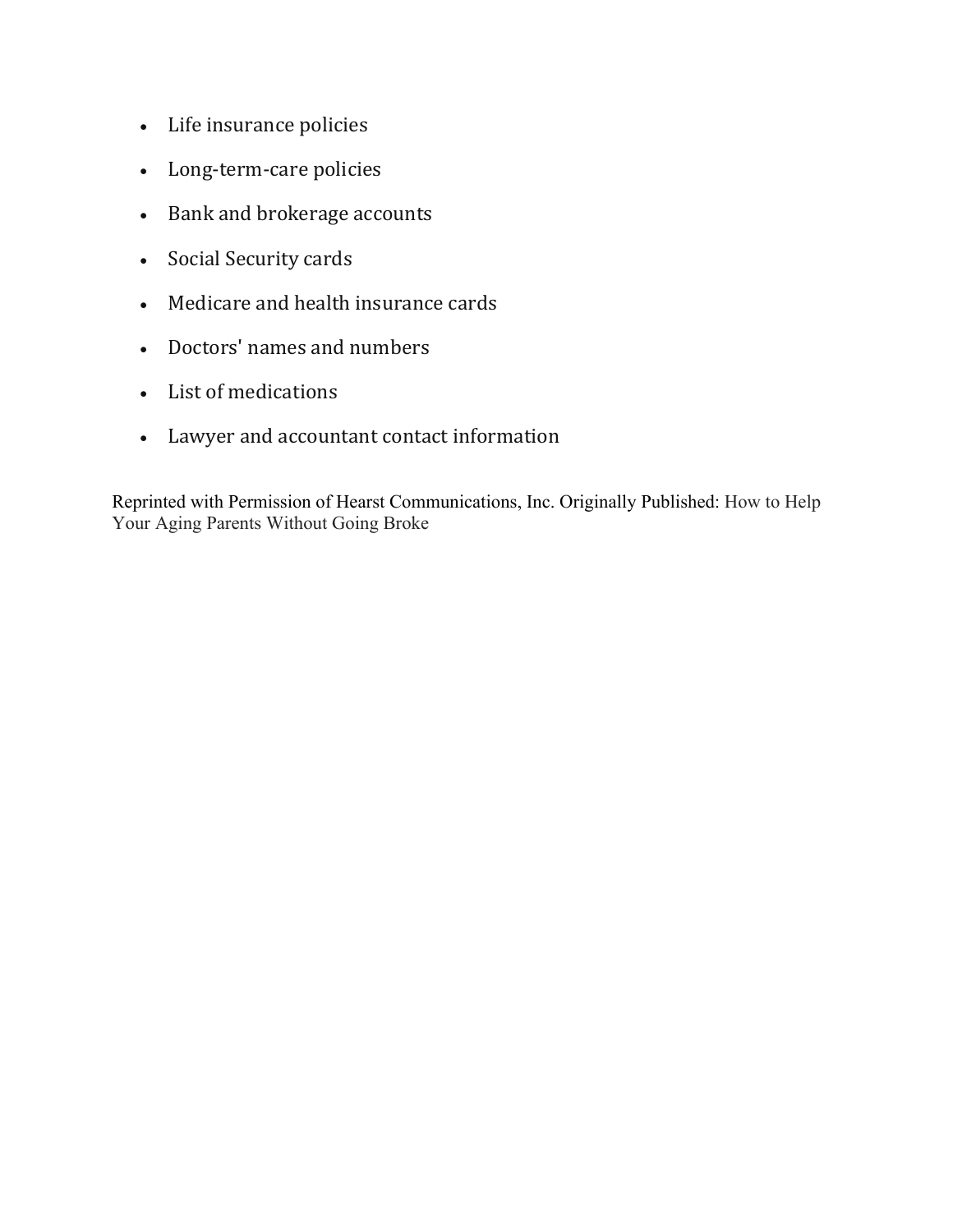- Life insurance policies
- Long-term-care policies
- Bank and brokerage accounts
- Social Security cards
- Medicare and health insurance cards
- Doctors' names and numbers
- List of medications
- Lawyer and accountant contact information

Reprinted with Permission of Hearst Communications, Inc. Originally Published: How to Help Your Aging Parents Without Going Broke